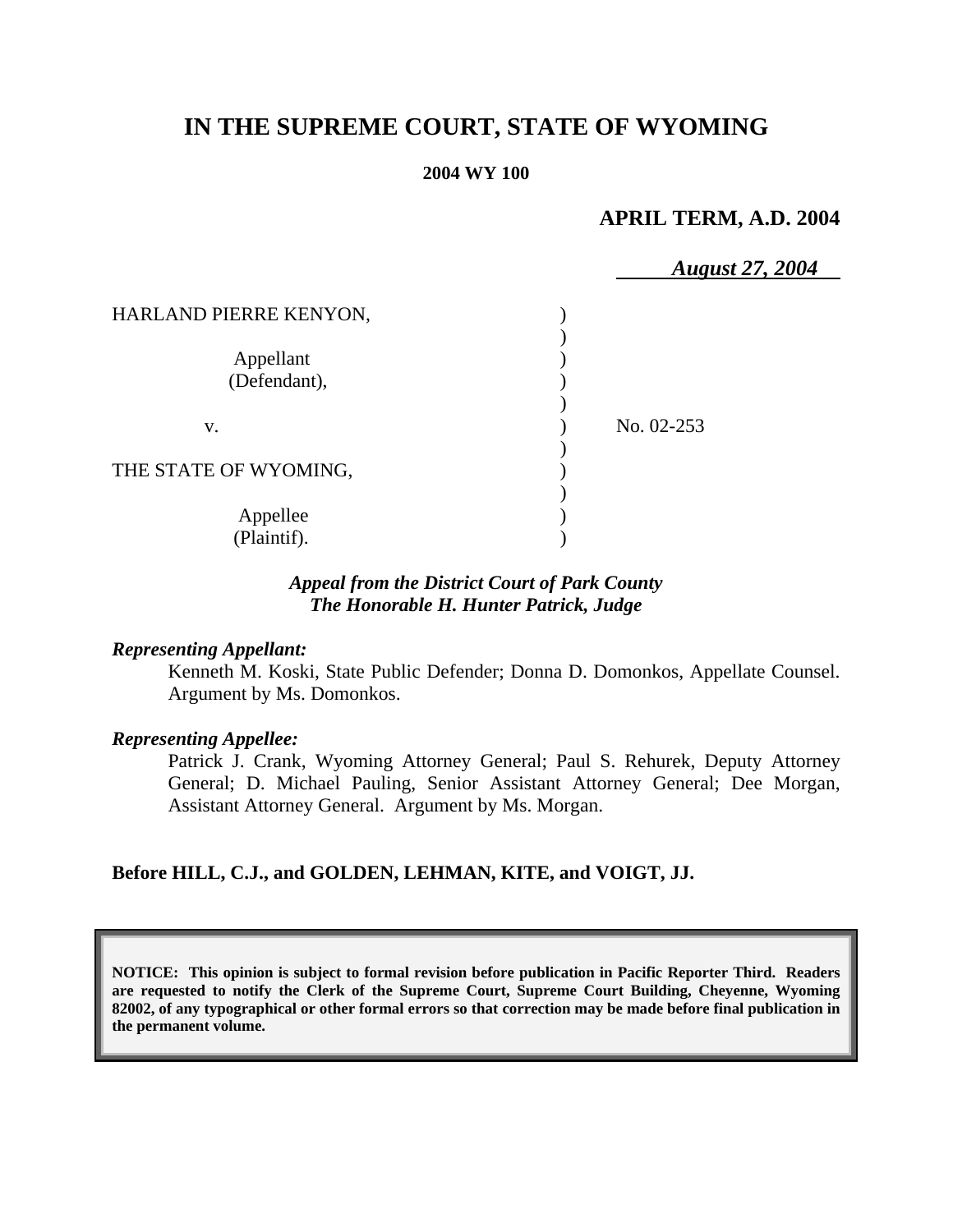# IN THE SUPREME COURT, STATE OF WYOMING

**2004 WY 100**

**APRIL TERM, A.D. 2004**

***August 27, 2004***

| | | |
|---|---|---|
| HARLAND PIERRE KENYON, | ) | |
| | ) | |
| Appellant | ) | |
| (Defendant), | ) | |
| | ) | |
| v. | ) | No. 02-253 |
| | ) | |
| THE STATE OF WYOMING, | ) | |
| | ) | |
| Appellee | ) | |
| (Plaintif). | ) | |

***Appeal from the District Court of Park County***
***The Honorable H. Hunter Patrick, Judge***

***Representing Appellant:***

Kenneth M. Koski, State Public Defender; Donna D. Domonkos, Appellate Counsel. Argument by Ms. Domonkos.

***Representing Appellee:***

Patrick J. Crank, Wyoming Attorney General; Paul S. Rehurek, Deputy Attorney General; D. Michael Pauling, Senior Assistant Attorney General; Dee Morgan, Assistant Attorney General. Argument by Ms. Morgan.

**Before HILL, C.J., and GOLDEN, LEHMAN, KITE, and VOIGT, JJ.**

**NOTICE: This opinion is subject to formal revision before publication in Pacific Reporter Third. Readers are requested to notify the Clerk of the Supreme Court, Supreme Court Building, Cheyenne, Wyoming 82002, of any typographical or other formal errors so that correction may be made before final publication in the permanent volume.**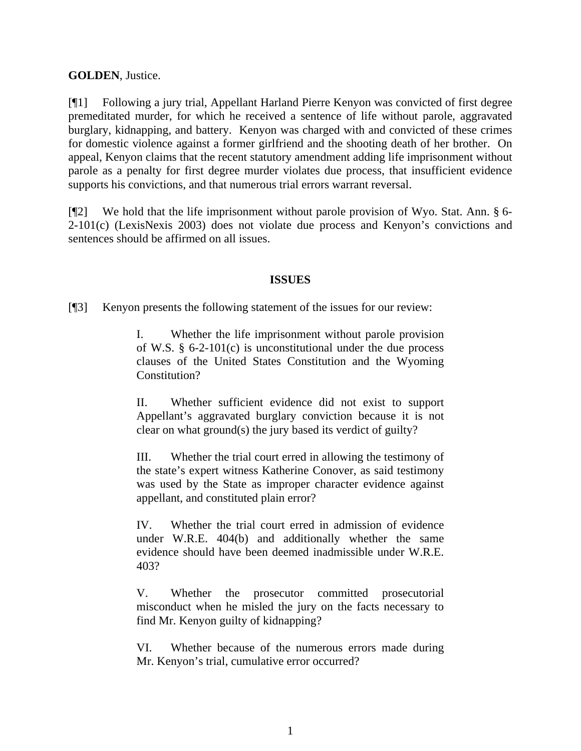**GOLDEN**, Justice.

[¶1] Following a jury trial, Appellant Harland Pierre Kenyon was convicted of first degree premeditated murder, for which he received a sentence of life without parole, aggravated burglary, kidnapping, and battery. Kenyon was charged with and convicted of these crimes for domestic violence against a former girlfriend and the shooting death of her brother. On appeal, Kenyon claims that the recent statutory amendment adding life imprisonment without parole as a penalty for first degree murder violates due process, that insufficient evidence supports his convictions, and that numerous trial errors warrant reversal.

[¶2] We hold that the life imprisonment without parole provision of Wyo. Stat. Ann. § 6-2-101(c) (LexisNexis 2003) does not violate due process and Kenyon's convictions and sentences should be affirmed on all issues.

## ISSUES

[¶3] Kenyon presents the following statement of the issues for our review:

> I. Whether the life imprisonment without parole provision of W.S. § 6-2-101(c) is unconstitutional under the due process clauses of the United States Constitution and the Wyoming Constitution?
>
> II. Whether sufficient evidence did not exist to support Appellant's aggravated burglary conviction because it is not clear on what ground(s) the jury based its verdict of guilty?
>
> III. Whether the trial court erred in allowing the testimony of the state's expert witness Katherine Conover, as said testimony was used by the State as improper character evidence against appellant, and constituted plain error?
>
> IV. Whether the trial court erred in admission of evidence under W.R.E. 404(b) and additionally whether the same evidence should have been deemed inadmissible under W.R.E. 403?
>
> V. Whether the prosecutor committed prosecutorial misconduct when he misled the jury on the facts necessary to find Mr. Kenyon guilty of kidnapping?
>
> VI. Whether because of the numerous errors made during Mr. Kenyon's trial, cumulative error occurred?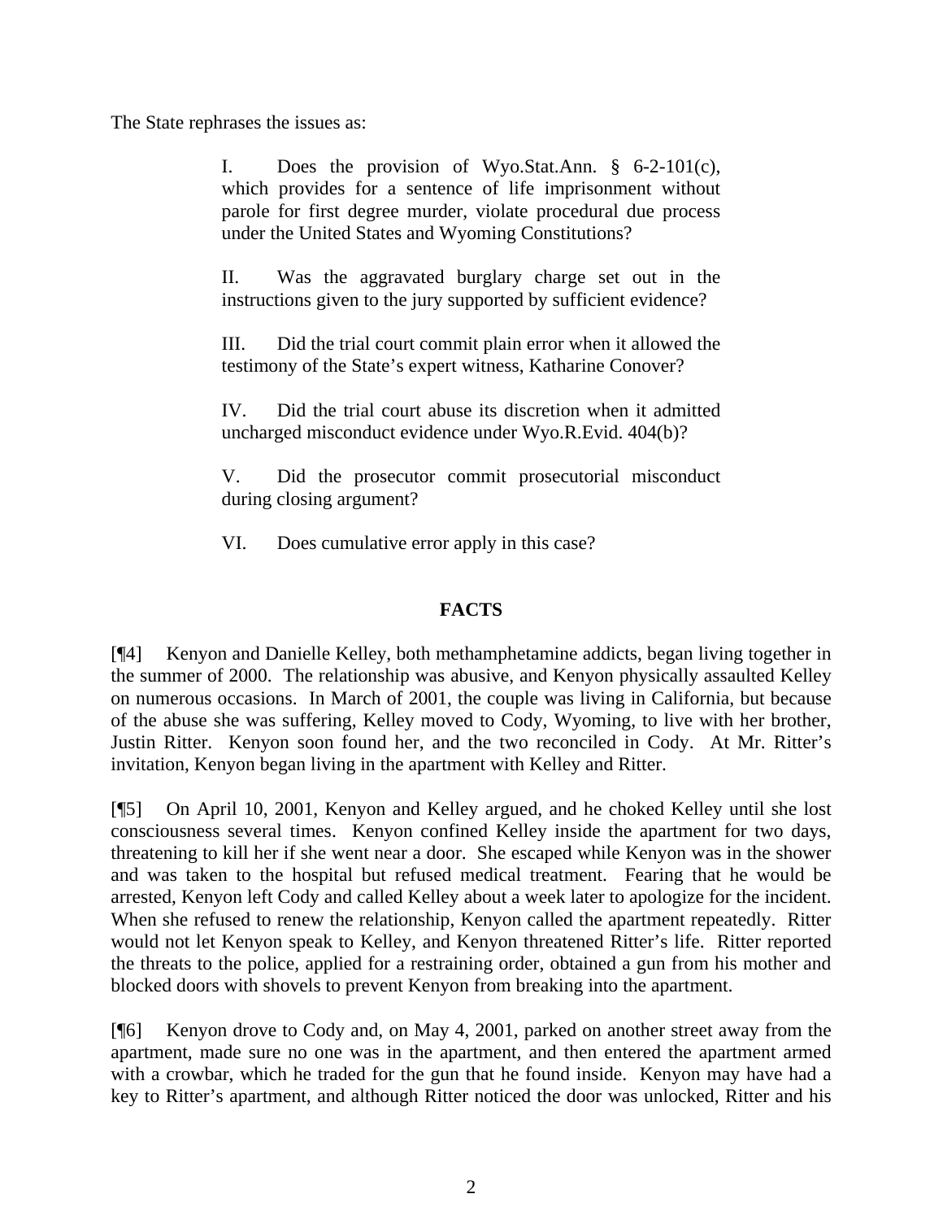The State rephrases the issues as:

> I. Does the provision of Wyo.Stat.Ann. § 6-2-101(c), which provides for a sentence of life imprisonment without parole for first degree murder, violate procedural due process under the United States and Wyoming Constitutions?
>
> II. Was the aggravated burglary charge set out in the instructions given to the jury supported by sufficient evidence?
>
> III. Did the trial court commit plain error when it allowed the testimony of the State's expert witness, Katharine Conover?
>
> IV. Did the trial court abuse its discretion when it admitted uncharged misconduct evidence under Wyo.R.Evid. 404(b)?
>
> V. Did the prosecutor commit prosecutorial misconduct during closing argument?
>
> VI. Does cumulative error apply in this case?

## FACTS

[¶4] Kenyon and Danielle Kelley, both methamphetamine addicts, began living together in the summer of 2000. The relationship was abusive, and Kenyon physically assaulted Kelley on numerous occasions. In March of 2001, the couple was living in California, but because of the abuse she was suffering, Kelley moved to Cody, Wyoming, to live with her brother, Justin Ritter. Kenyon soon found her, and the two reconciled in Cody. At Mr. Ritter's invitation, Kenyon began living in the apartment with Kelley and Ritter.

[¶5] On April 10, 2001, Kenyon and Kelley argued, and he choked Kelley until she lost consciousness several times. Kenyon confined Kelley inside the apartment for two days, threatening to kill her if she went near a door. She escaped while Kenyon was in the shower and was taken to the hospital but refused medical treatment. Fearing that he would be arrested, Kenyon left Cody and called Kelley about a week later to apologize for the incident. When she refused to renew the relationship, Kenyon called the apartment repeatedly. Ritter would not let Kenyon speak to Kelley, and Kenyon threatened Ritter's life. Ritter reported the threats to the police, applied for a restraining order, obtained a gun from his mother and blocked doors with shovels to prevent Kenyon from breaking into the apartment.

[¶6] Kenyon drove to Cody and, on May 4, 2001, parked on another street away from the apartment, made sure no one was in the apartment, and then entered the apartment armed with a crowbar, which he traded for the gun that he found inside. Kenyon may have had a key to Ritter's apartment, and although Ritter noticed the door was unlocked, Ritter and his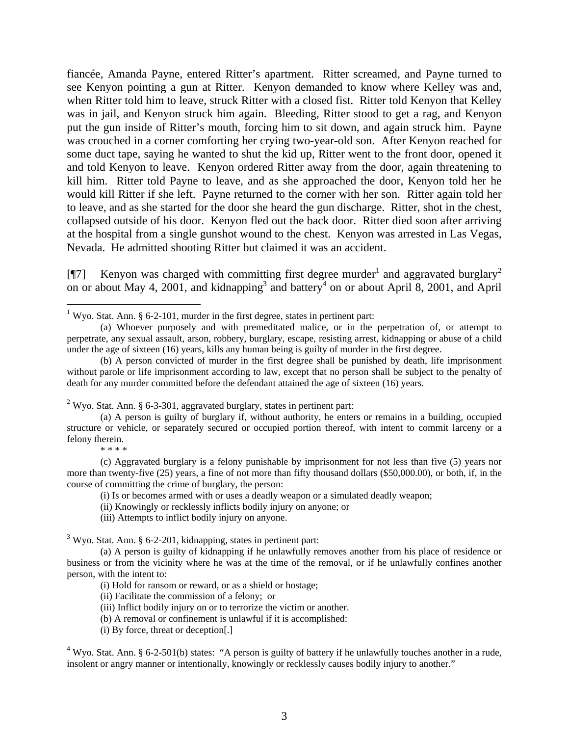fiancée, Amanda Payne, entered Ritter's apartment. Ritter screamed, and Payne turned to see Kenyon pointing a gun at Ritter. Kenyon demanded to know where Kelley was and, when Ritter told him to leave, struck Ritter with a closed fist. Ritter told Kenyon that Kelley was in jail, and Kenyon struck him again. Bleeding, Ritter stood to get a rag, and Kenyon put the gun inside of Ritter's mouth, forcing him to sit down, and again struck him. Payne was crouched in a corner comforting her crying two-year-old son. After Kenyon reached for some duct tape, saying he wanted to shut the kid up, Ritter went to the front door, opened it and told Kenyon to leave. Kenyon ordered Ritter away from the door, again threatening to kill him. Ritter told Payne to leave, and as she approached the door, Kenyon told her he would kill Ritter if she left. Payne returned to the corner with her son. Ritter again told her to leave, and as she started for the door she heard the gun discharge. Ritter, shot in the chest, collapsed outside of his door. Kenyon fled out the back door. Ritter died soon after arriving at the hospital from a single gunshot wound to the chest. Kenyon was arrested in Las Vegas, Nevada. He admitted shooting Ritter but claimed it was an accident.

[¶7] Kenyon was charged with committing first degree murder[1] and aggravated burglary[2] on or about May 4, 2001, and kidnapping[3] and battery[4] on or about April 8, 2001, and April

---

[1] Wyo. Stat. Ann. § 6-2-101, murder in the first degree, states in pertinent part:

(a) Whoever purposely and with premeditated malice, or in the perpetration of, or attempt to perpetrate, any sexual assault, arson, robbery, burglary, escape, resisting arrest, kidnapping or abuse of a child under the age of sixteen (16) years, kills any human being is guilty of murder in the first degree.

(b) A person convicted of murder in the first degree shall be punished by death, life imprisonment without parole or life imprisonment according to law, except that no person shall be subject to the penalty of death for any murder committed before the defendant attained the age of sixteen (16) years.

[2] Wyo. Stat. Ann. § 6-3-301, aggravated burglary, states in pertinent part:

(a) A person is guilty of burglary if, without authority, he enters or remains in a building, occupied structure or vehicle, or separately secured or occupied portion thereof, with intent to commit larceny or a felony therein.

* * * *

(c) Aggravated burglary is a felony punishable by imprisonment for not less than five (5) years nor more than twenty-five (25) years, a fine of not more than fifty thousand dollars ($50,000.00), or both, if, in the course of committing the crime of burglary, the person:

(i) Is or becomes armed with or uses a deadly weapon or a simulated deadly weapon;

(ii) Knowingly or recklessly inflicts bodily injury on anyone; or

(iii) Attempts to inflict bodily injury on anyone.

[3] Wyo. Stat. Ann. § 6-2-201, kidnapping, states in pertinent part:

(a) A person is guilty of kidnapping if he unlawfully removes another from his place of residence or business or from the vicinity where he was at the time of the removal, or if he unlawfully confines another person, with the intent to:

(i) Hold for ransom or reward, or as a shield or hostage;

(ii) Facilitate the commission of a felony; or

(iii) Inflict bodily injury on or to terrorize the victim or another.

(b) A removal or confinement is unlawful if it is accomplished:

(i) By force, threat or deception[.]

[4] Wyo. Stat. Ann. § 6-2-501(b) states: "A person is guilty of battery if he unlawfully touches another in a rude, insolent or angry manner or intentionally, knowingly or recklessly causes bodily injury to another."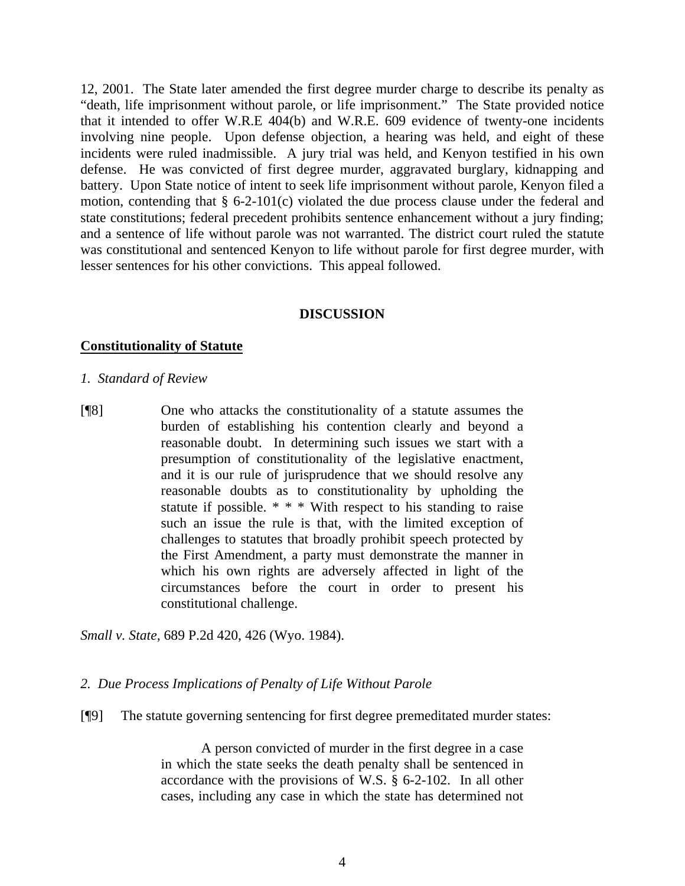12, 2001. The State later amended the first degree murder charge to describe its penalty as "death, life imprisonment without parole, or life imprisonment." The State provided notice that it intended to offer W.R.E 404(b) and W.R.E. 609 evidence of twenty-one incidents involving nine people. Upon defense objection, a hearing was held, and eight of these incidents were ruled inadmissible. A jury trial was held, and Kenyon testified in his own defense. He was convicted of first degree murder, aggravated burglary, kidnapping and battery. Upon State notice of intent to seek life imprisonment without parole, Kenyon filed a motion, contending that § 6-2-101(c) violated the due process clause under the federal and state constitutions; federal precedent prohibits sentence enhancement without a jury finding; and a sentence of life without parole was not warranted. The district court ruled the statute was constitutional and sentenced Kenyon to life without parole for first degree murder, with lesser sentences for his other convictions. This appeal followed.

## DISCUSSION

### Constitutionality of Statute

*1. Standard of Review*

[¶8]

> One who attacks the constitutionality of a statute assumes the burden of establishing his contention clearly and beyond a reasonable doubt. In determining such issues we start with a presumption of constitutionality of the legislative enactment, and it is our rule of jurisprudence that we should resolve any reasonable doubts as to constitutionality by upholding the statute if possible. * * * With respect to his standing to raise such an issue the rule is that, with the limited exception of challenges to statutes that broadly prohibit speech protected by the First Amendment, a party must demonstrate the manner in which his own rights are adversely affected in light of the circumstances before the court in order to present his constitutional challenge.

*Small v. State*, 689 P.2d 420, 426 (Wyo. 1984).

*2. Due Process Implications of Penalty of Life Without Parole*

[¶9] The statute governing sentencing for first degree premeditated murder states:

> A person convicted of murder in the first degree in a case in which the state seeks the death penalty shall be sentenced in accordance with the provisions of W.S. § 6-2-102. In all other cases, including any case in which the state has determined not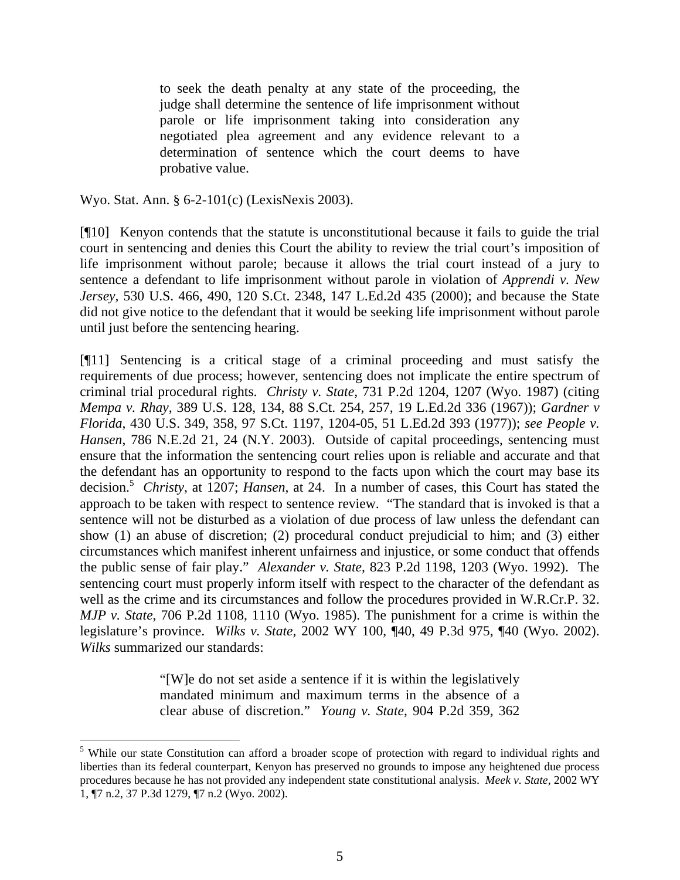> to seek the death penalty at any state of the proceeding, the judge shall determine the sentence of life imprisonment without parole or life imprisonment taking into consideration any negotiated plea agreement and any evidence relevant to a determination of sentence which the court deems to have probative value.

Wyo. Stat. Ann. § 6-2-101(c) (LexisNexis 2003).

[¶10] Kenyon contends that the statute is unconstitutional because it fails to guide the trial court in sentencing and denies this Court the ability to review the trial court's imposition of life imprisonment without parole; because it allows the trial court instead of a jury to sentence a defendant to life imprisonment without parole in violation of *Apprendi v. New Jersey*, 530 U.S. 466, 490, 120 S.Ct. 2348, 147 L.Ed.2d 435 (2000); and because the State did not give notice to the defendant that it would be seeking life imprisonment without parole until just before the sentencing hearing.

[¶11] Sentencing is a critical stage of a criminal proceeding and must satisfy the requirements of due process; however, sentencing does not implicate the entire spectrum of criminal trial procedural rights. *Christy v. State*, 731 P.2d 1204, 1207 (Wyo. 1987) (citing *Mempa v. Rhay*, 389 U.S. 128, 134, 88 S.Ct. 254, 257, 19 L.Ed.2d 336 (1967)); *Gardner v Florida*, 430 U.S. 349, 358, 97 S.Ct. 1197, 1204-05, 51 L.Ed.2d 393 (1977)); *see People v. Hansen*, 786 N.E.2d 21, 24 (N.Y. 2003). Outside of capital proceedings, sentencing must ensure that the information the sentencing court relies upon is reliable and accurate and that the defendant has an opportunity to respond to the facts upon which the court may base its decision.[5] *Christy*, at 1207; *Hansen*, at 24. In a number of cases, this Court has stated the approach to be taken with respect to sentence review. "The standard that is invoked is that a sentence will not be disturbed as a violation of due process of law unless the defendant can show (1) an abuse of discretion; (2) procedural conduct prejudicial to him; and (3) either circumstances which manifest inherent unfairness and injustice, or some conduct that offends the public sense of fair play." *Alexander v. State*, 823 P.2d 1198, 1203 (Wyo. 1992). The sentencing court must properly inform itself with respect to the character of the defendant as well as the crime and its circumstances and follow the procedures provided in W.R.Cr.P. 32. *MJP v. State*, 706 P.2d 1108, 1110 (Wyo. 1985). The punishment for a crime is within the legislature's province. *Wilks v. State*, 2002 WY 100, ¶40, 49 P.3d 975, ¶40 (Wyo. 2002). *Wilks* summarized our standards:

> "[W]e do not set aside a sentence if it is within the legislatively mandated minimum and maximum terms in the absence of a clear abuse of discretion." *Young v. State*, 904 P.2d 359, 362

---

[5] While our state Constitution can afford a broader scope of protection with regard to individual rights and liberties than its federal counterpart, Kenyon has preserved no grounds to impose any heightened due process procedures because he has not provided any independent state constitutional analysis. *Meek v. State*, 2002 WY 1, ¶7 n.2, 37 P.3d 1279, ¶7 n.2 (Wyo. 2002).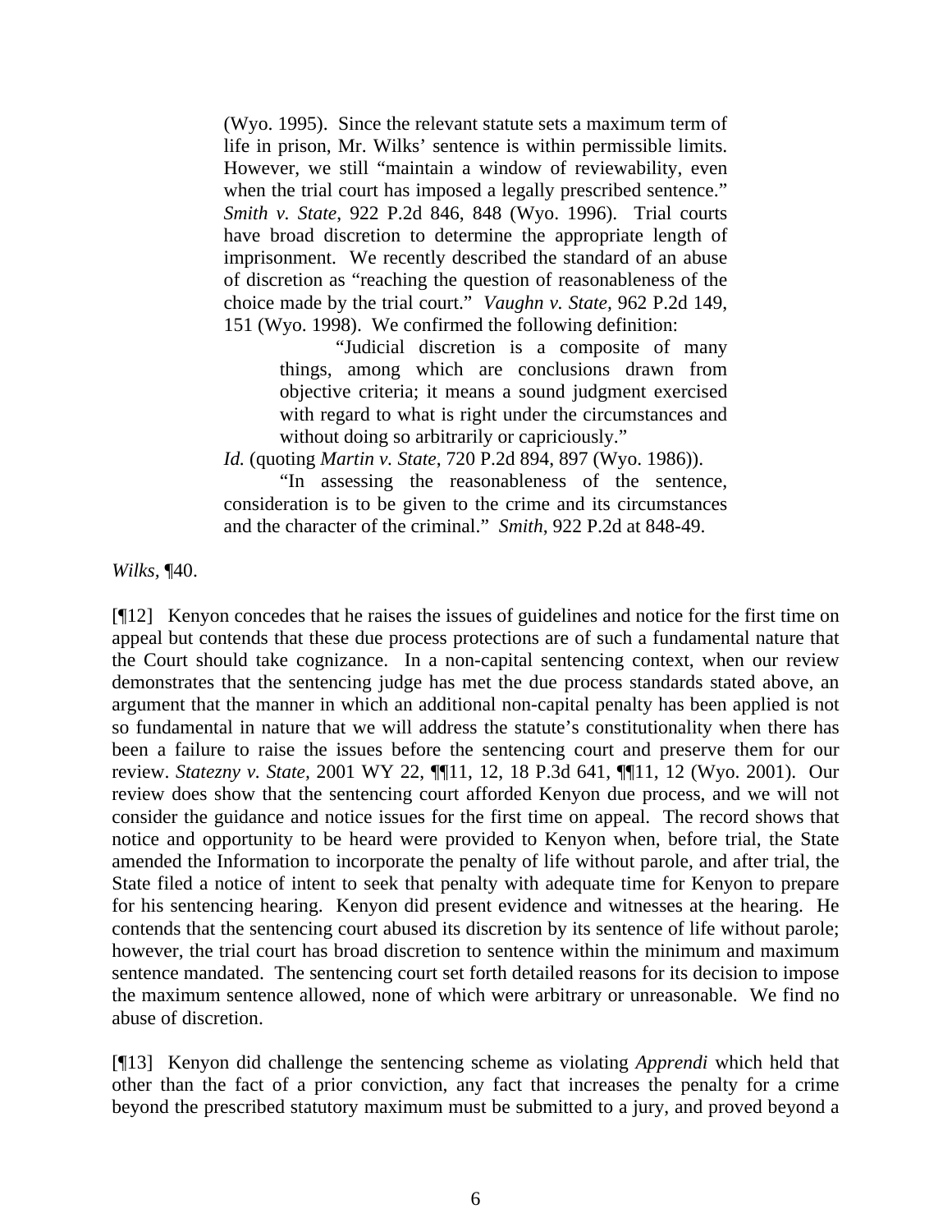> (Wyo. 1995). Since the relevant statute sets a maximum term of life in prison, Mr. Wilks' sentence is within permissible limits. However, we still "maintain a window of reviewability, even when the trial court has imposed a legally prescribed sentence." *Smith v. State*, 922 P.2d 846, 848 (Wyo. 1996). Trial courts have broad discretion to determine the appropriate length of imprisonment. We recently described the standard of an abuse of discretion as "reaching the question of reasonableness of the choice made by the trial court." *Vaughn v. State*, 962 P.2d 149, 151 (Wyo. 1998). We confirmed the following definition:
>
>> "Judicial discretion is a composite of many things, among which are conclusions drawn from objective criteria; it means a sound judgment exercised with regard to what is right under the circumstances and without doing so arbitrarily or capriciously."
>
> *Id.* (quoting *Martin v. State*, 720 P.2d 894, 897 (Wyo. 1986)).
>
> "In assessing the reasonableness of the sentence, consideration is to be given to the crime and its circumstances and the character of the criminal." *Smith*, 922 P.2d at 848-49.

*Wilks*, ¶40.

[¶12] Kenyon concedes that he raises the issues of guidelines and notice for the first time on appeal but contends that these due process protections are of such a fundamental nature that the Court should take cognizance. In a non-capital sentencing context, when our review demonstrates that the sentencing judge has met the due process standards stated above, an argument that the manner in which an additional non-capital penalty has been applied is not so fundamental in nature that we will address the statute's constitutionality when there has been a failure to raise the issues before the sentencing court and preserve them for our review. *Statezny v. State*, 2001 WY 22, ¶¶11, 12, 18 P.3d 641, ¶¶11, 12 (Wyo. 2001). Our review does show that the sentencing court afforded Kenyon due process, and we will not consider the guidance and notice issues for the first time on appeal. The record shows that notice and opportunity to be heard were provided to Kenyon when, before trial, the State amended the Information to incorporate the penalty of life without parole, and after trial, the State filed a notice of intent to seek that penalty with adequate time for Kenyon to prepare for his sentencing hearing. Kenyon did present evidence and witnesses at the hearing. He contends that the sentencing court abused its discretion by its sentence of life without parole; however, the trial court has broad discretion to sentence within the minimum and maximum sentence mandated. The sentencing court set forth detailed reasons for its decision to impose the maximum sentence allowed, none of which were arbitrary or unreasonable. We find no abuse of discretion.

[¶13] Kenyon did challenge the sentencing scheme as violating *Apprendi* which held that other than the fact of a prior conviction, any fact that increases the penalty for a crime beyond the prescribed statutory maximum must be submitted to a jury, and proved beyond a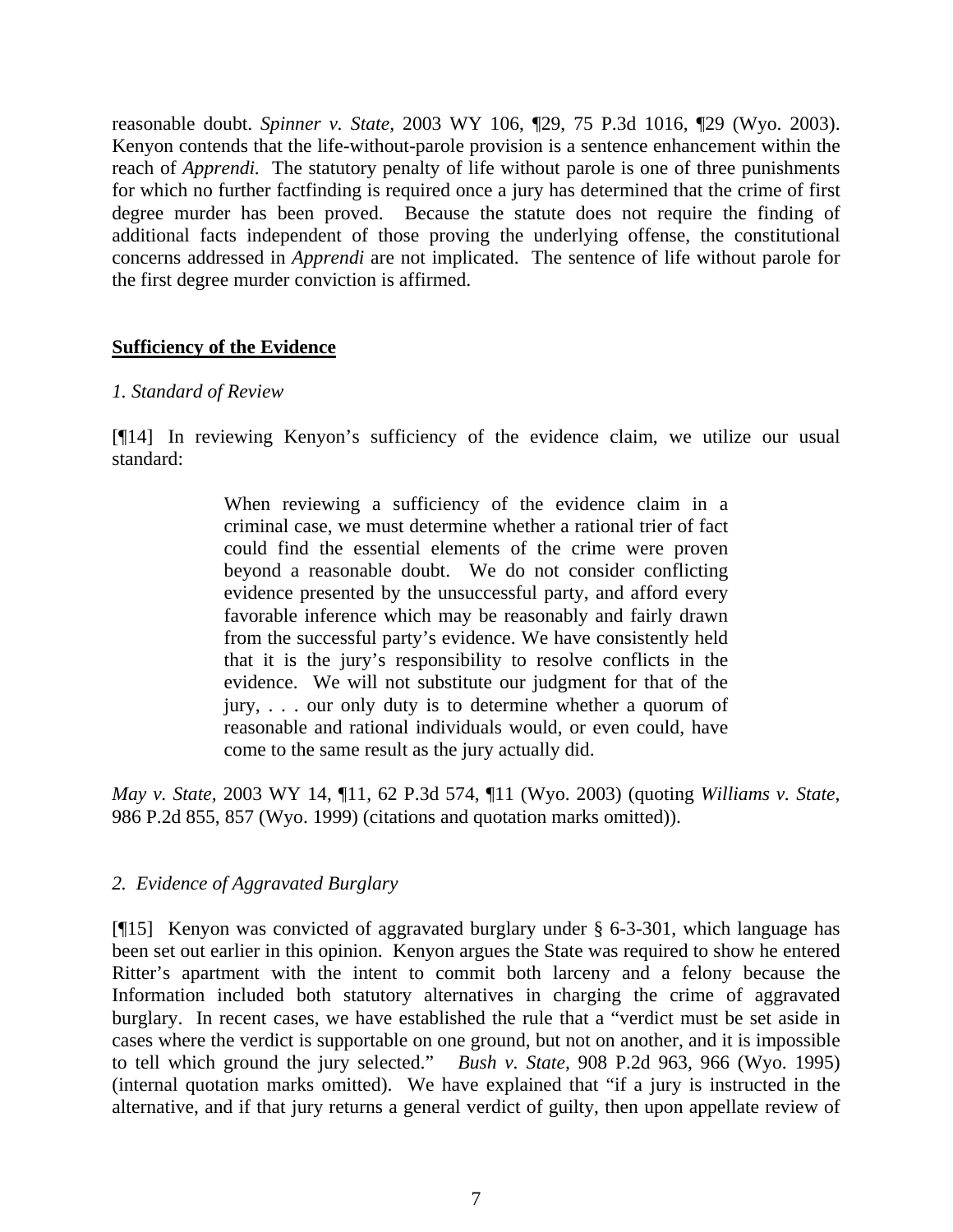reasonable doubt. *Spinner v. State*, 2003 WY 106, ¶29, 75 P.3d 1016, ¶29 (Wyo. 2003). Kenyon contends that the life-without-parole provision is a sentence enhancement within the reach of *Apprendi*. The statutory penalty of life without parole is one of three punishments for which no further factfinding is required once a jury has determined that the crime of first degree murder has been proved. Because the statute does not require the finding of additional facts independent of those proving the underlying offense, the constitutional concerns addressed in *Apprendi* are not implicated. The sentence of life without parole for the first degree murder conviction is affirmed.

## **Sufficiency of the Evidence**

*1. Standard of Review*

[¶14] In reviewing Kenyon's sufficiency of the evidence claim, we utilize our usual standard:

> When reviewing a sufficiency of the evidence claim in a criminal case, we must determine whether a rational trier of fact could find the essential elements of the crime were proven beyond a reasonable doubt. We do not consider conflicting evidence presented by the unsuccessful party, and afford every favorable inference which may be reasonably and fairly drawn from the successful party's evidence. We have consistently held that it is the jury's responsibility to resolve conflicts in the evidence. We will not substitute our judgment for that of the jury, . . . our only duty is to determine whether a quorum of reasonable and rational individuals would, or even could, have come to the same result as the jury actually did.

*May v. State*, 2003 WY 14, ¶11, 62 P.3d 574, ¶11 (Wyo. 2003) (quoting *Williams v. State*, 986 P.2d 855, 857 (Wyo. 1999) (citations and quotation marks omitted)).

*2. Evidence of Aggravated Burglary*

[¶15] Kenyon was convicted of aggravated burglary under § 6-3-301, which language has been set out earlier in this opinion. Kenyon argues the State was required to show he entered Ritter's apartment with the intent to commit both larceny and a felony because the Information included both statutory alternatives in charging the crime of aggravated burglary. In recent cases, we have established the rule that a "verdict must be set aside in cases where the verdict is supportable on one ground, but not on another, and it is impossible to tell which ground the jury selected." *Bush v. State*, 908 P.2d 963, 966 (Wyo. 1995) (internal quotation marks omitted). We have explained that "if a jury is instructed in the alternative, and if that jury returns a general verdict of guilty, then upon appellate review of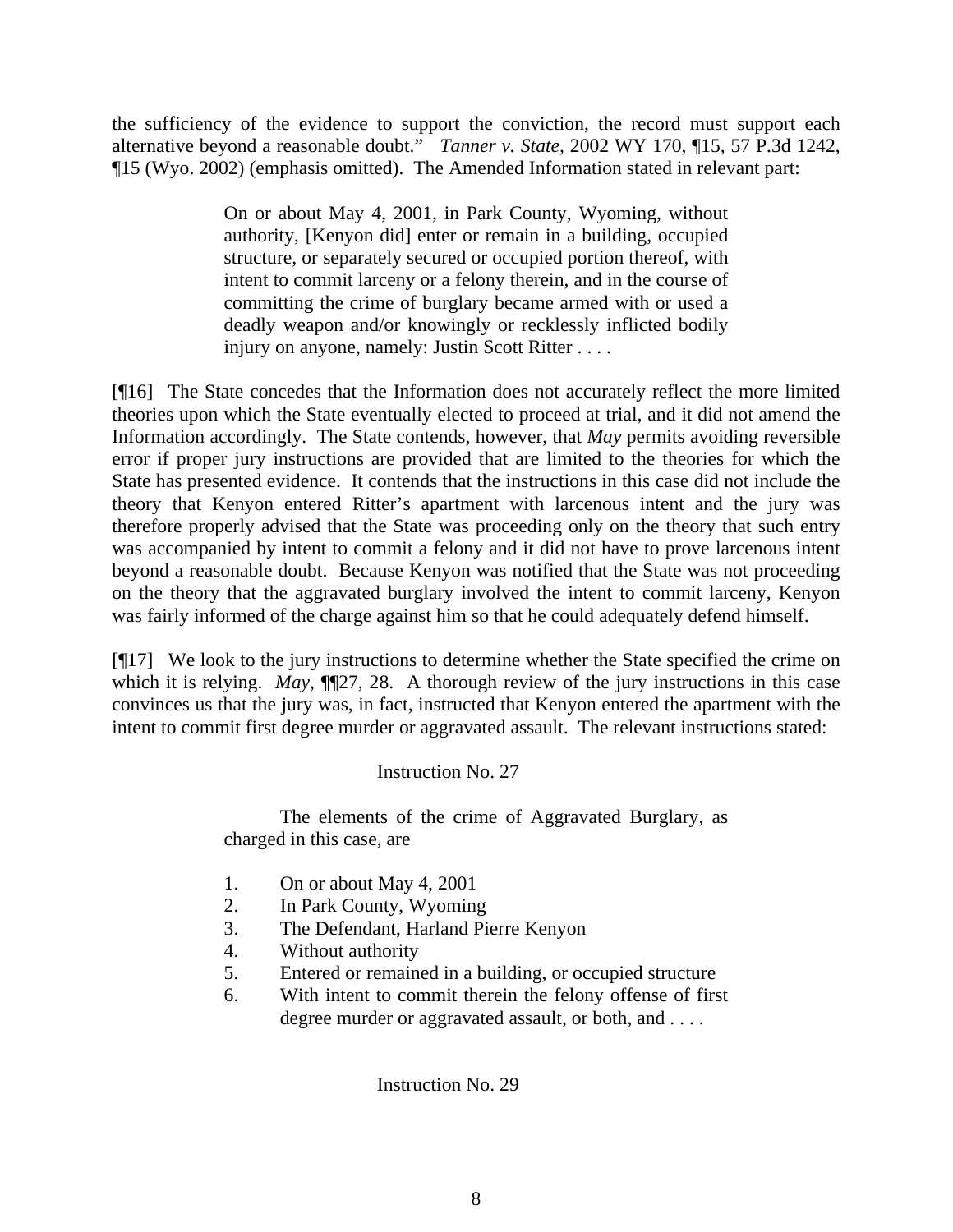the sufficiency of the evidence to support the conviction, the record must support each alternative beyond a reasonable doubt." *Tanner v. State*, 2002 WY 170, ¶15, 57 P.3d 1242, ¶15 (Wyo. 2002) (emphasis omitted). The Amended Information stated in relevant part:

> On or about May 4, 2001, in Park County, Wyoming, without authority, [Kenyon did] enter or remain in a building, occupied structure, or separately secured or occupied portion thereof, with intent to commit larceny or a felony therein, and in the course of committing the crime of burglary became armed with or used a deadly weapon and/or knowingly or recklessly inflicted bodily injury on anyone, namely: Justin Scott Ritter . . . .

[¶16] The State concedes that the Information does not accurately reflect the more limited theories upon which the State eventually elected to proceed at trial, and it did not amend the Information accordingly. The State contends, however, that *May* permits avoiding reversible error if proper jury instructions are provided that are limited to the theories for which the State has presented evidence. It contends that the instructions in this case did not include the theory that Kenyon entered Ritter's apartment with larcenous intent and the jury was therefore properly advised that the State was proceeding only on the theory that such entry was accompanied by intent to commit a felony and it did not have to prove larcenous intent beyond a reasonable doubt. Because Kenyon was notified that the State was not proceeding on the theory that the aggravated burglary involved the intent to commit larceny, Kenyon was fairly informed of the charge against him so that he could adequately defend himself.

[¶17] We look to the jury instructions to determine whether the State specified the crime on which it is relying. *May*, ¶¶27, 28. A thorough review of the jury instructions in this case convinces us that the jury was, in fact, instructed that Kenyon entered the apartment with the intent to commit first degree murder or aggravated assault. The relevant instructions stated:

> Instruction No. 27
>
> The elements of the crime of Aggravated Burglary, as charged in this case, are
>
> 1. On or about May 4, 2001
> 2. In Park County, Wyoming
> 3. The Defendant, Harland Pierre Kenyon
> 4. Without authority
> 5. Entered or remained in a building, or occupied structure
> 6. With intent to commit therein the felony offense of first degree murder or aggravated assault, or both, and . . . .
>
> Instruction No. 29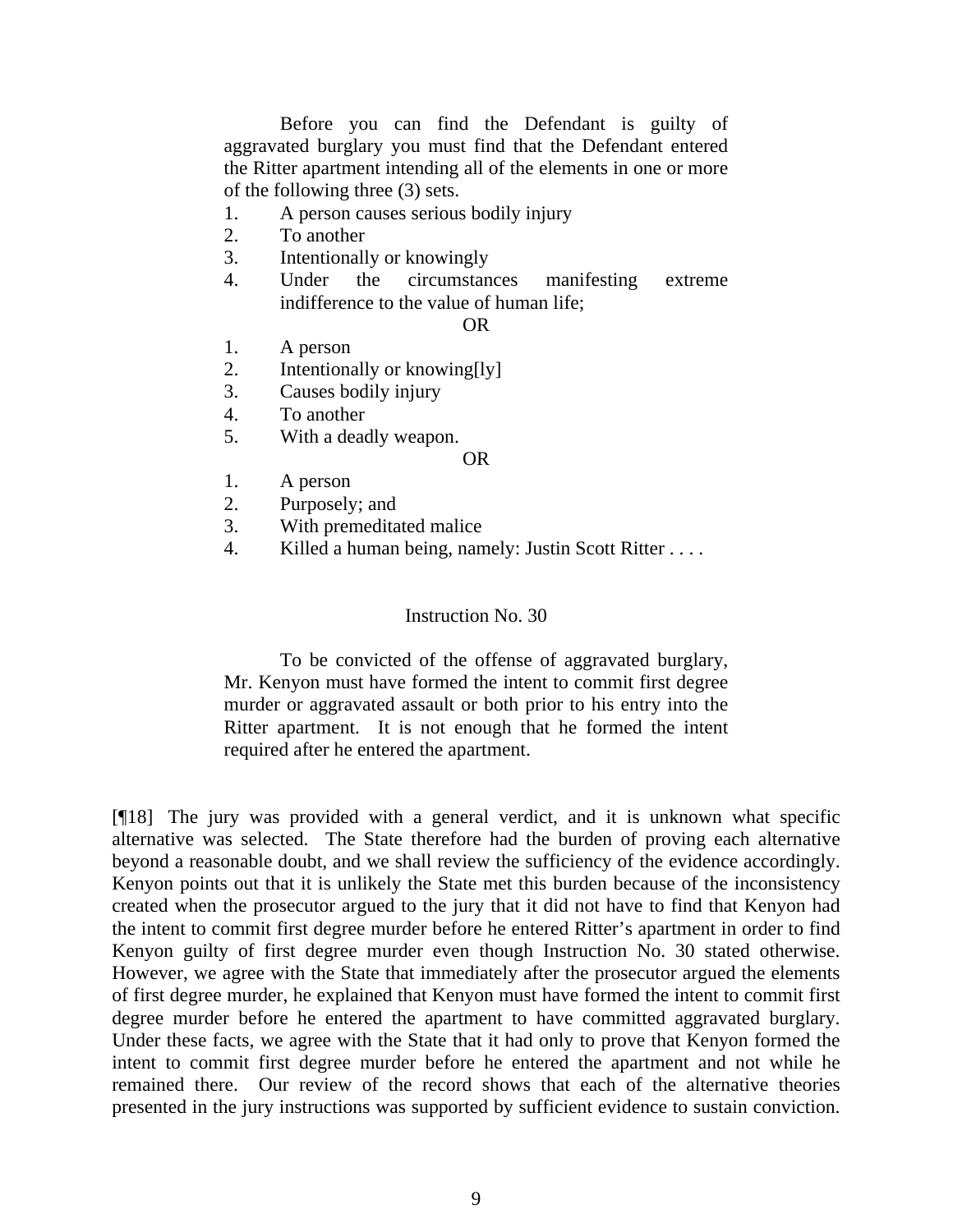> Before you can find the Defendant is guilty of aggravated burglary you must find that the Defendant entered the Ritter apartment intending all of the elements in one or more of the following three (3) sets.
>
> 1. A person causes serious bodily injury
> 2. To another
> 3. Intentionally or knowingly
> 4. Under the circumstances manifesting extreme indifference to the value of human life;
>
> OR
>
> 1. A person
> 2. Intentionally or knowing[ly]
> 3. Causes bodily injury
> 4. To another
> 5. With a deadly weapon.
>
> OR
>
> 1. A person
> 2. Purposely; and
> 3. With premeditated malice
> 4. Killed a human being, namely: Justin Scott Ritter . . . .
>
> Instruction No. 30
>
> To be convicted of the offense of aggravated burglary, Mr. Kenyon must have formed the intent to commit first degree murder or aggravated assault or both prior to his entry into the Ritter apartment. It is not enough that he formed the intent required after he entered the apartment.

[¶18] The jury was provided with a general verdict, and it is unknown what specific alternative was selected. The State therefore had the burden of proving each alternative beyond a reasonable doubt, and we shall review the sufficiency of the evidence accordingly. Kenyon points out that it is unlikely the State met this burden because of the inconsistency created when the prosecutor argued to the jury that it did not have to find that Kenyon had the intent to commit first degree murder before he entered Ritter's apartment in order to find Kenyon guilty of first degree murder even though Instruction No. 30 stated otherwise. However, we agree with the State that immediately after the prosecutor argued the elements of first degree murder, he explained that Kenyon must have formed the intent to commit first degree murder before he entered the apartment to have committed aggravated burglary. Under these facts, we agree with the State that it had only to prove that Kenyon formed the intent to commit first degree murder before he entered the apartment and not while he remained there. Our review of the record shows that each of the alternative theories presented in the jury instructions was supported by sufficient evidence to sustain conviction.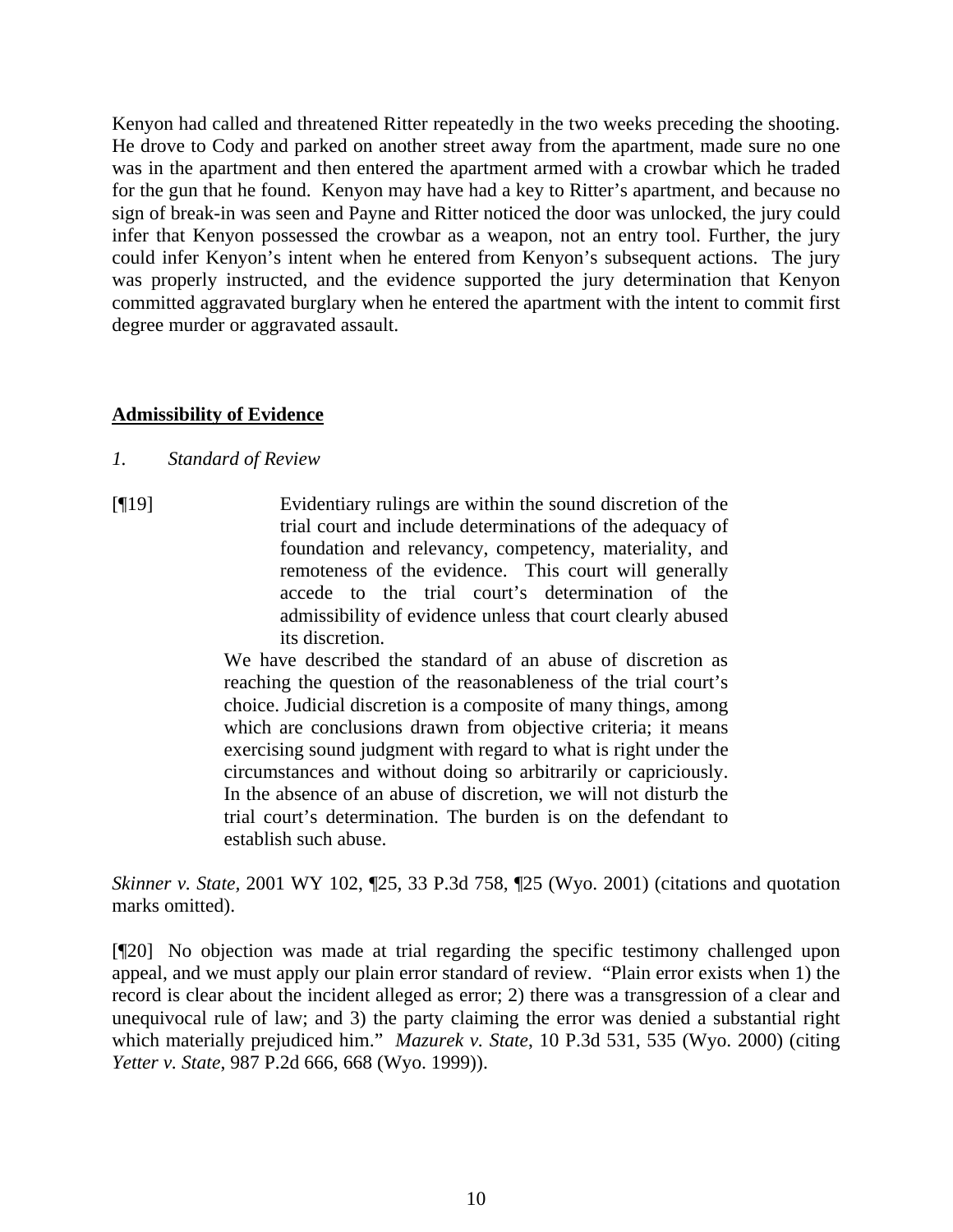Kenyon had called and threatened Ritter repeatedly in the two weeks preceding the shooting. He drove to Cody and parked on another street away from the apartment, made sure no one was in the apartment and then entered the apartment armed with a crowbar which he traded for the gun that he found. Kenyon may have had a key to Ritter's apartment, and because no sign of break-in was seen and Payne and Ritter noticed the door was unlocked, the jury could infer that Kenyon possessed the crowbar as a weapon, not an entry tool. Further, the jury could infer Kenyon's intent when he entered from Kenyon's subsequent actions. The jury was properly instructed, and the evidence supported the jury determination that Kenyon committed aggravated burglary when he entered the apartment with the intent to commit first degree murder or aggravated assault.

**Admissibility of Evidence**

*1. Standard of Review*

[¶19]

> Evidentiary rulings are within the sound discretion of the trial court and include determinations of the adequacy of foundation and relevancy, competency, materiality, and remoteness of the evidence. This court will generally accede to the trial court's determination of the admissibility of evidence unless that court clearly abused its discretion.
>
> We have described the standard of an abuse of discretion as reaching the question of the reasonableness of the trial court's choice. Judicial discretion is a composite of many things, among which are conclusions drawn from objective criteria; it means exercising sound judgment with regard to what is right under the circumstances and without doing so arbitrarily or capriciously. In the absence of an abuse of discretion, we will not disturb the trial court's determination. The burden is on the defendant to establish such abuse.

*Skinner v. State,* 2001 WY 102, ¶25, 33 P.3d 758, ¶25 (Wyo. 2001) (citations and quotation marks omitted).

[¶20] No objection was made at trial regarding the specific testimony challenged upon appeal, and we must apply our plain error standard of review. "Plain error exists when 1) the record is clear about the incident alleged as error; 2) there was a transgression of a clear and unequivocal rule of law; and 3) the party claiming the error was denied a substantial right which materially prejudiced him." *Mazurek v. State*, 10 P.3d 531, 535 (Wyo. 2000) (citing *Yetter v. State*, 987 P.2d 666, 668 (Wyo. 1999)).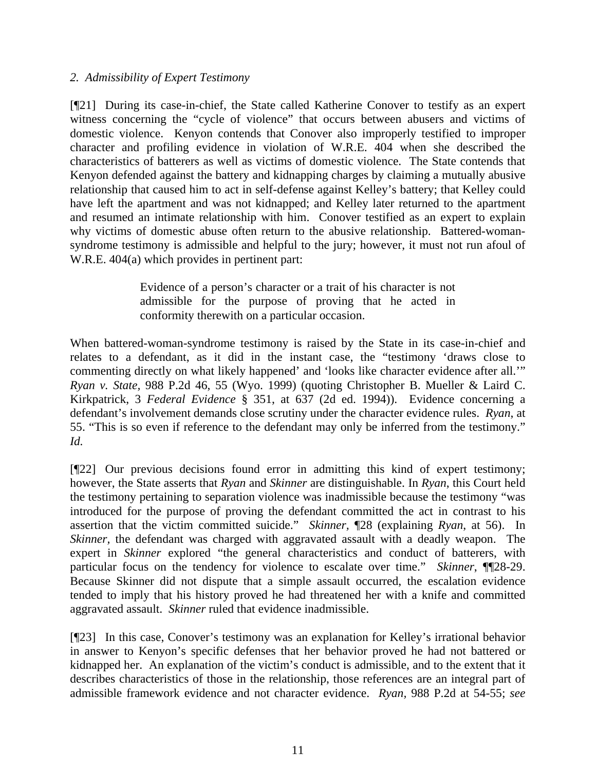*2. Admissibility of Expert Testimony*

[¶21] During its case-in-chief, the State called Katherine Conover to testify as an expert witness concerning the "cycle of violence" that occurs between abusers and victims of domestic violence. Kenyon contends that Conover also improperly testified to improper character and profiling evidence in violation of W.R.E. 404 when she described the characteristics of batterers as well as victims of domestic violence. The State contends that Kenyon defended against the battery and kidnapping charges by claiming a mutually abusive relationship that caused him to act in self-defense against Kelley's battery; that Kelley could have left the apartment and was not kidnapped; and Kelley later returned to the apartment and resumed an intimate relationship with him. Conover testified as an expert to explain why victims of domestic abuse often return to the abusive relationship. Battered-woman-syndrome testimony is admissible and helpful to the jury; however, it must not run afoul of W.R.E. 404(a) which provides in pertinent part:

> Evidence of a person's character or a trait of his character is not admissible for the purpose of proving that he acted in conformity therewith on a particular occasion.

When battered-woman-syndrome testimony is raised by the State in its case-in-chief and relates to a defendant, as it did in the instant case, the "testimony 'draws close to commenting directly on what likely happened' and 'looks like character evidence after all.'" *Ryan v. State*, 988 P.2d 46, 55 (Wyo. 1999) (quoting Christopher B. Mueller & Laird C. Kirkpatrick, 3 *Federal Evidence* § 351, at 637 (2d ed. 1994)). Evidence concerning a defendant's involvement demands close scrutiny under the character evidence rules. *Ryan*, at 55. "This is so even if reference to the defendant may only be inferred from the testimony." *Id.*

[¶22] Our previous decisions found error in admitting this kind of expert testimony; however, the State asserts that *Ryan* and *Skinner* are distinguishable. In *Ryan*, this Court held the testimony pertaining to separation violence was inadmissible because the testimony "was introduced for the purpose of proving the defendant committed the act in contrast to his assertion that the victim committed suicide." *Skinner*, ¶28 (explaining *Ryan*, at 56). In *Skinner*, the defendant was charged with aggravated assault with a deadly weapon. The expert in *Skinner* explored "the general characteristics and conduct of batterers, with particular focus on the tendency for violence to escalate over time." *Skinner*, ¶¶28-29. Because Skinner did not dispute that a simple assault occurred, the escalation evidence tended to imply that his history proved he had threatened her with a knife and committed aggravated assault. *Skinner* ruled that evidence inadmissible.

[¶23] In this case, Conover's testimony was an explanation for Kelley's irrational behavior in answer to Kenyon's specific defenses that her behavior proved he had not battered or kidnapped her. An explanation of the victim's conduct is admissible, and to the extent that it describes characteristics of those in the relationship, those references are an integral part of admissible framework evidence and not character evidence. *Ryan*, 988 P.2d at 54-55; *see*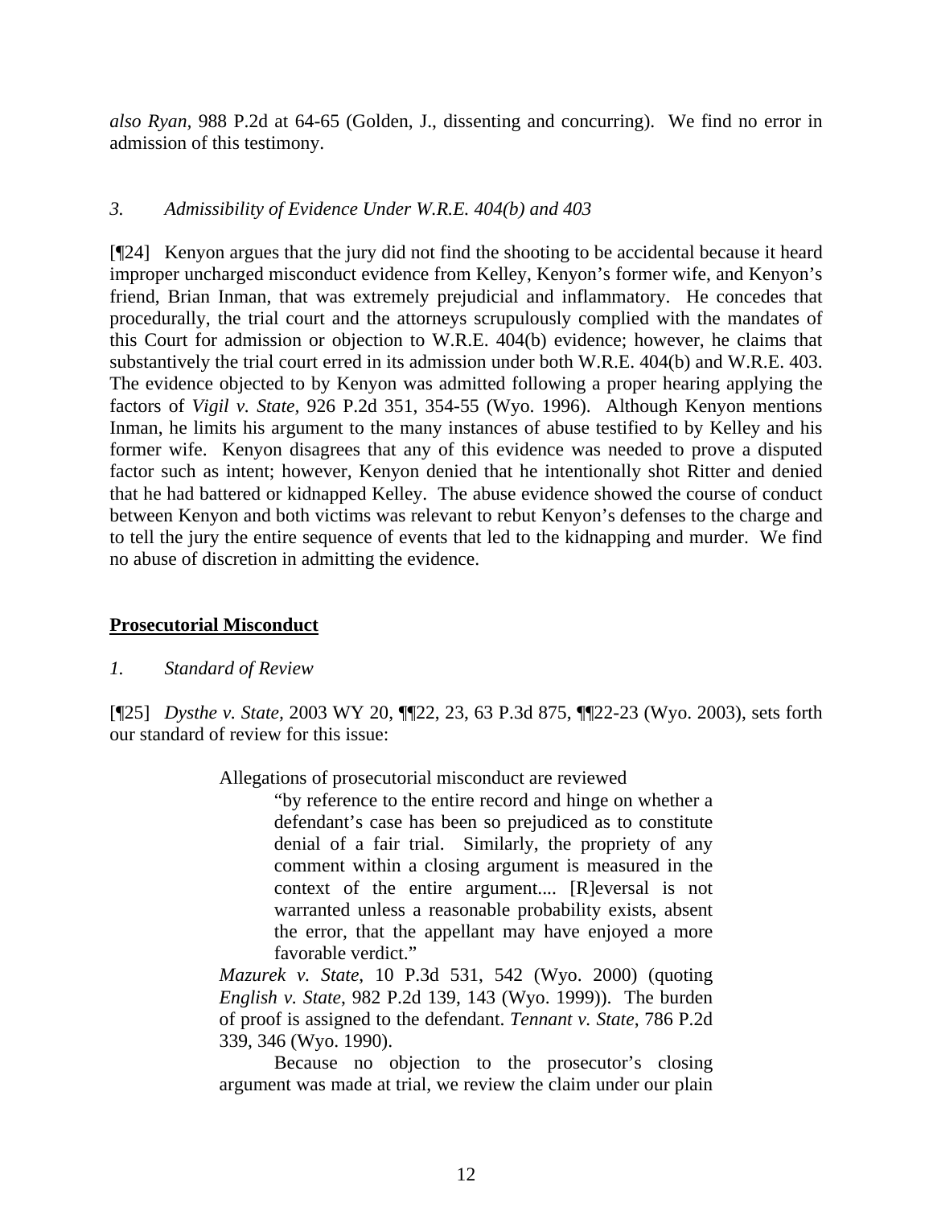*also Ryan*, 988 P.2d at 64-65 (Golden, J., dissenting and concurring). We find no error in admission of this testimony.

*3. Admissibility of Evidence Under W.R.E. 404(b) and 403*

[¶24] Kenyon argues that the jury did not find the shooting to be accidental because it heard improper uncharged misconduct evidence from Kelley, Kenyon's former wife, and Kenyon's friend, Brian Inman, that was extremely prejudicial and inflammatory. He concedes that procedurally, the trial court and the attorneys scrupulously complied with the mandates of this Court for admission or objection to W.R.E. 404(b) evidence; however, he claims that substantively the trial court erred in its admission under both W.R.E. 404(b) and W.R.E. 403. The evidence objected to by Kenyon was admitted following a proper hearing applying the factors of *Vigil v. State*, 926 P.2d 351, 354-55 (Wyo. 1996). Although Kenyon mentions Inman, he limits his argument to the many instances of abuse testified to by Kelley and his former wife. Kenyon disagrees that any of this evidence was needed to prove a disputed factor such as intent; however, Kenyon denied that he intentionally shot Ritter and denied that he had battered or kidnapped Kelley. The abuse evidence showed the course of conduct between Kenyon and both victims was relevant to rebut Kenyon's defenses to the charge and to tell the jury the entire sequence of events that led to the kidnapping and murder. We find no abuse of discretion in admitting the evidence.

**<u>Prosecutorial Misconduct</u>**

*1. Standard of Review*

[¶25] *Dysthe v. State*, 2003 WY 20, ¶¶22, 23, 63 P.3d 875, ¶¶22-23 (Wyo. 2003), sets forth our standard of review for this issue:

> Allegations of prosecutorial misconduct are reviewed
>
> > "by reference to the entire record and hinge on whether a defendant's case has been so prejudiced as to constitute denial of a fair trial. Similarly, the propriety of any comment within a closing argument is measured in the context of the entire argument.... [R]eversal is not warranted unless a reasonable probability exists, absent the error, that the appellant may have enjoyed a more favorable verdict."
>
> *Mazurek v. State*, 10 P.3d 531, 542 (Wyo. 2000) (quoting *English v. State*, 982 P.2d 139, 143 (Wyo. 1999)). The burden of proof is assigned to the defendant. *Tennant v. State*, 786 P.2d 339, 346 (Wyo. 1990).
>
> Because no objection to the prosecutor's closing argument was made at trial, we review the claim under our plain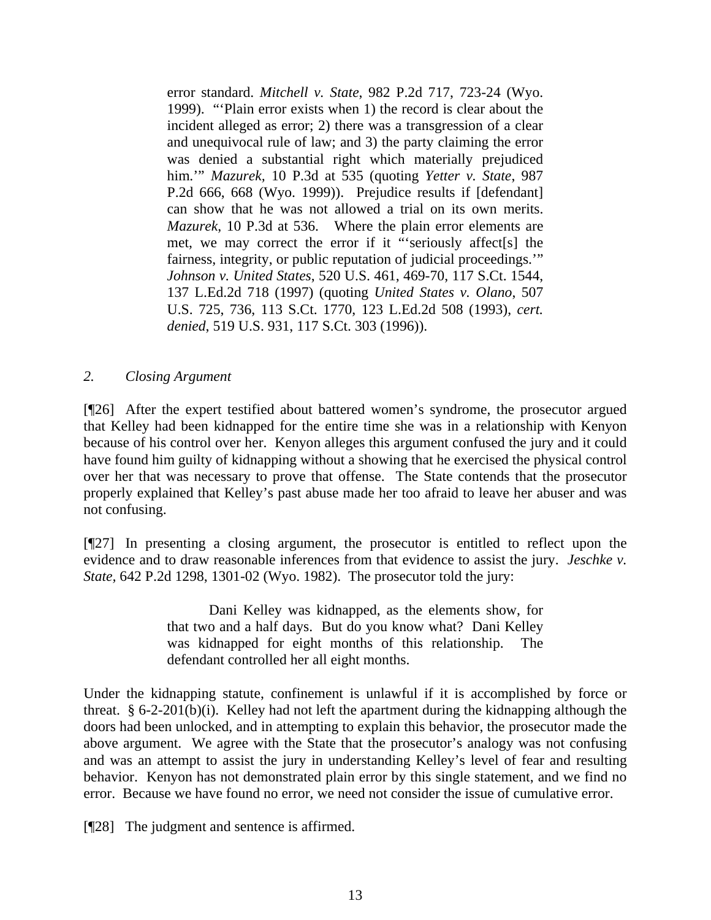> error standard. *Mitchell v. State*, 982 P.2d 717, 723-24 (Wyo. 1999). "'Plain error exists when 1) the record is clear about the incident alleged as error; 2) there was a transgression of a clear and unequivocal rule of law; and 3) the party claiming the error was denied a substantial right which materially prejudiced him.'" *Mazurek*, 10 P.3d at 535 (quoting *Yetter v. State*, 987 P.2d 666, 668 (Wyo. 1999)). Prejudice results if [defendant] can show that he was not allowed a trial on its own merits. *Mazurek*, 10 P.3d at 536. Where the plain error elements are met, we may correct the error if it "'seriously affect[s] the fairness, integrity, or public reputation of judicial proceedings.'" *Johnson v. United States*, 520 U.S. 461, 469-70, 117 S.Ct. 1544, 137 L.Ed.2d 718 (1997) (quoting *United States v. Olano*, 507 U.S. 725, 736, 113 S.Ct. 1770, 123 L.Ed.2d 508 (1993), *cert. denied*, 519 U.S. 931, 117 S.Ct. 303 (1996)).

*2. Closing Argument*

[¶26] After the expert testified about battered women's syndrome, the prosecutor argued that Kelley had been kidnapped for the entire time she was in a relationship with Kenyon because of his control over her. Kenyon alleges this argument confused the jury and it could have found him guilty of kidnapping without a showing that he exercised the physical control over her that was necessary to prove that offense. The State contends that the prosecutor properly explained that Kelley's past abuse made her too afraid to leave her abuser and was not confusing.

[¶27] In presenting a closing argument, the prosecutor is entitled to reflect upon the evidence and to draw reasonable inferences from that evidence to assist the jury. *Jeschke v. State*, 642 P.2d 1298, 1301-02 (Wyo. 1982). The prosecutor told the jury:

> Dani Kelley was kidnapped, as the elements show, for that two and a half days. But do you know what? Dani Kelley was kidnapped for eight months of this relationship. The defendant controlled her all eight months.

Under the kidnapping statute, confinement is unlawful if it is accomplished by force or threat. § 6-2-201(b)(i). Kelley had not left the apartment during the kidnapping although the doors had been unlocked, and in attempting to explain this behavior, the prosecutor made the above argument. We agree with the State that the prosecutor's analogy was not confusing and was an attempt to assist the jury in understanding Kelley's level of fear and resulting behavior. Kenyon has not demonstrated plain error by this single statement, and we find no error. Because we have found no error, we need not consider the issue of cumulative error.

[¶28] The judgment and sentence is affirmed.